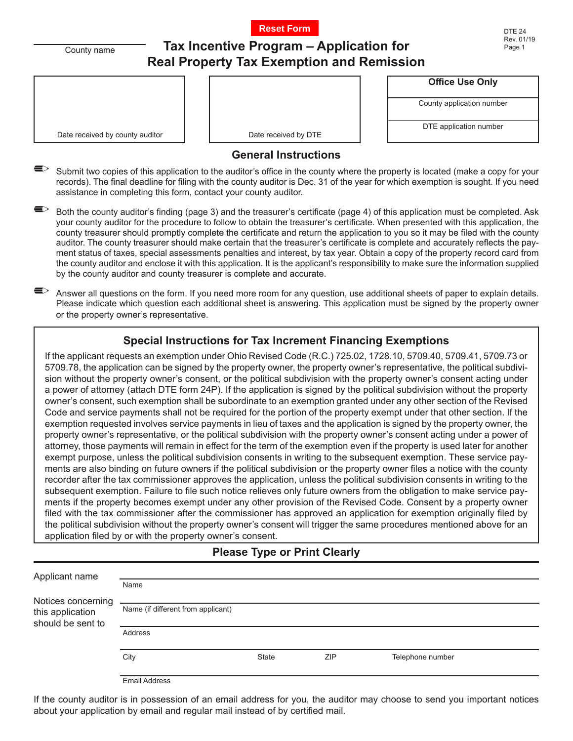Reset Form

DTE 24
Rev. 01/19

County name

# Tax Incentive Program – Application for Real Property Tax Exemption and Remission

| Date received by county auditor | Date received by DTE | Office Use Only |
|---|---|---|
| | | County application number |
| | | DTE application number |

## General Instructions

- Submit two copies of this application to the auditor's office in the county where the property is located (make a copy for your records). The final deadline for filing with the county auditor is Dec. 31 of the year for which exemption is sought. If you need assistance in completing this form, contact your county auditor.
- Both the county auditor's finding (page 3) and the treasurer's certificate (page 4) of this application must be completed. Ask your county auditor for the procedure to follow to obtain the treasurer's certificate. When presented with this application, the county treasurer should promptly complete the certificate and return the application to you so it may be filed with the county auditor. The county treasurer should make certain that the treasurer's certificate is complete and accurately reflects the payment status of taxes, special assessments penalties and interest, by tax year. Obtain a copy of the property record card from the county auditor and enclose it with this application. It is the applicant's responsibility to make sure the information supplied by the county auditor and county treasurer is complete and accurate.
- Answer all questions on the form. If you need more room for any question, use additional sheets of paper to explain details. Please indicate which question each additional sheet is answering. This application must be signed by the property owner or the property owner's representative.

## Special Instructions for Tax Increment Financing Exemptions

If the applicant requests an exemption under Ohio Revised Code (R.C.) 725.02, 1728.10, 5709.40, 5709.41, 5709.73 or 5709.78, the application can be signed by the property owner, the property owner's representative, the political subdivision without the property owner's consent, or the political subdivision with the property owner's consent acting under a power of attorney (attach DTE form 24P). If the application is signed by the political subdivision without the property owner's consent, such exemption shall be subordinate to an exemption granted under any other section of the Revised Code and service payments shall not be required for the portion of the property exempt under that other section. If the exemption requested involves service payments in lieu of taxes and the application is signed by the property owner, the property owner's representative, or the political subdivision with the property owner's consent acting under a power of attorney, those payments will remain in effect for the term of the exemption even if the property is used later for another exempt purpose, unless the political subdivision consents in writing to the subsequent exemption. These service payments are also binding on future owners if the political subdivision or the property owner files a notice with the county recorder after the tax commissioner approves the application, unless the political subdivision consents in writing to the subsequent exemption. Failure to file such notice relieves only future owners from the obligation to make service payments if the property becomes exempt under any other provision of the Revised Code. Consent by a property owner filed with the tax commissioner after the commissioner has approved an application for exemption originally filed by the political subdivision without the property owner's consent will trigger the same procedures mentioned above for an application filed by or with the property owner's consent.

## Please Type or Print Clearly

Applicant name

Name _______________________________________________

Notices concerning this application should be sent to

Name (if different from applicant) _______________________________________________

Address _______________________________________________

City ____________ State ______ ZIP ______ Telephone number ____________

Email Address _______________________________________________

If the county auditor is in possession of an email address for you, the auditor may choose to send you important notices about your application by email and regular mail instead of by certified mail.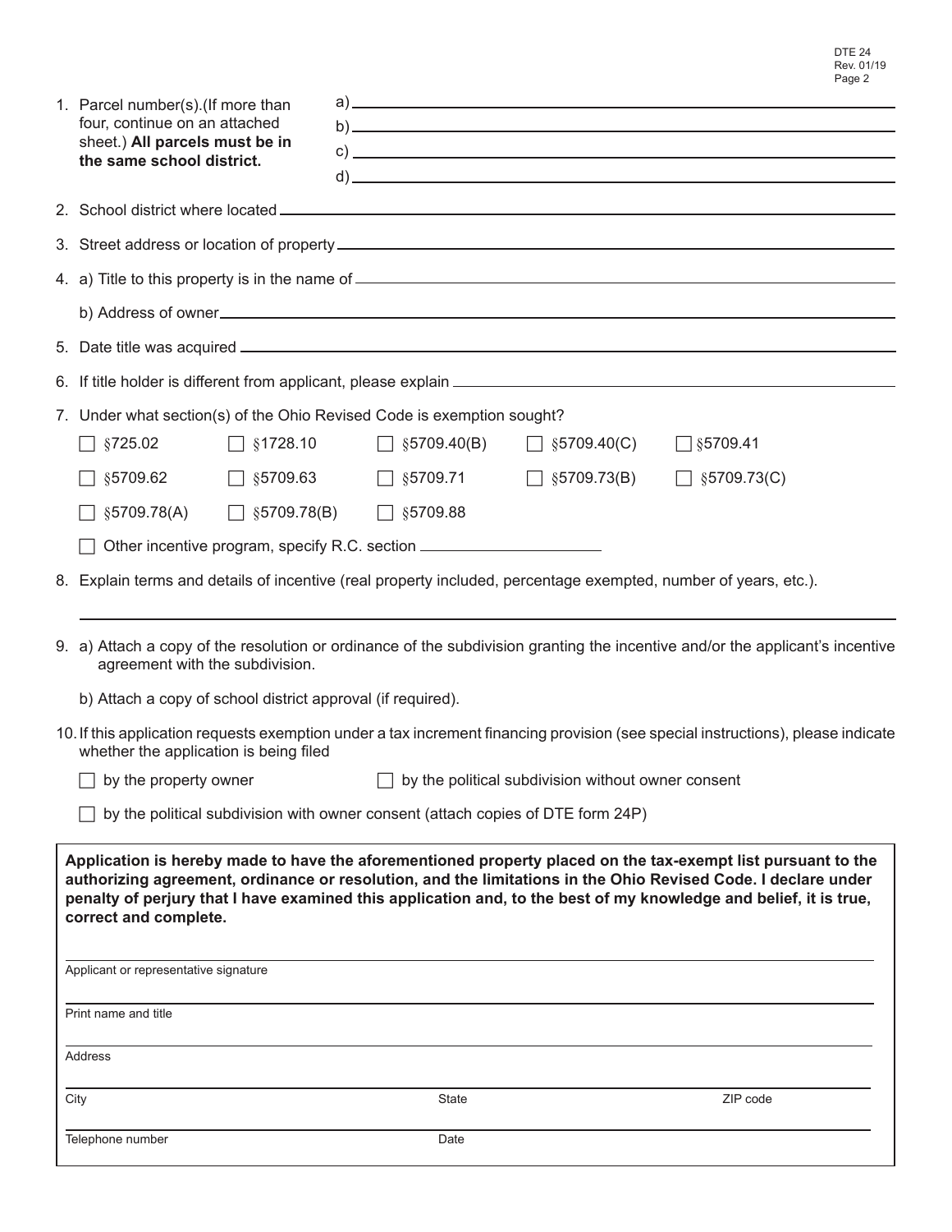1. Parcel number(s). (If more than four, continue on an attached sheet.) **All parcels must be in the same school district.**
   a) ______________________________
   b) ______________________________
   c) ______________________________
   d) ______________________________

2. School district where located ______________________________

3. Street address or location of property ______________________________

4. a) Title to this property is in the name of ______________________________

   b) Address of owner ______________________________

5. Date title was acquired ______________________________

6. If title holder is different from applicant, please explain ______________________________

7. Under what section(s) of the Ohio Revised Code is exemption sought?

   ☐ §725.02 ☐ §1728.10 ☐ §5709.40(B) ☐ §5709.40(C) ☐ §5709.41

   ☐ §5709.62 ☐ §5709.63 ☐ §5709.71 ☐ §5709.73(B) ☐ §5709.73(C)

   ☐ §5709.78(A) ☐ §5709.78(B) ☐ §5709.88

   ☐ Other incentive program, specify R.C. section ______________

8. Explain terms and details of incentive (real property included, percentage exempted, number of years, etc.).

   ______________________________

9. a) Attach a copy of the resolution or ordinance of the subdivision granting the incentive and/or the applicant's incentive agreement with the subdivision.

   b) Attach a copy of school district approval (if required).

10. If this application requests exemption under a tax increment financing provision (see special instructions), please indicate whether the application is being filed

    ☐ by the property owner ☐ by the political subdivision without owner consent

    ☐ by the political subdivision with owner consent (attach copies of DTE form 24P)

**Application is hereby made to have the aforementioned property placed on the tax-exempt list pursuant to the authorizing agreement, ordinance or resolution, and the limitations in the Ohio Revised Code. I declare under penalty of perjury that I have examined this application and, to the best of my knowledge and belief, it is true, correct and complete.**

______________________________
Applicant or representative signature

______________________________
Print name and title

______________________________
Address

______________________________
City State ZIP code

______________________________
Telephone number Date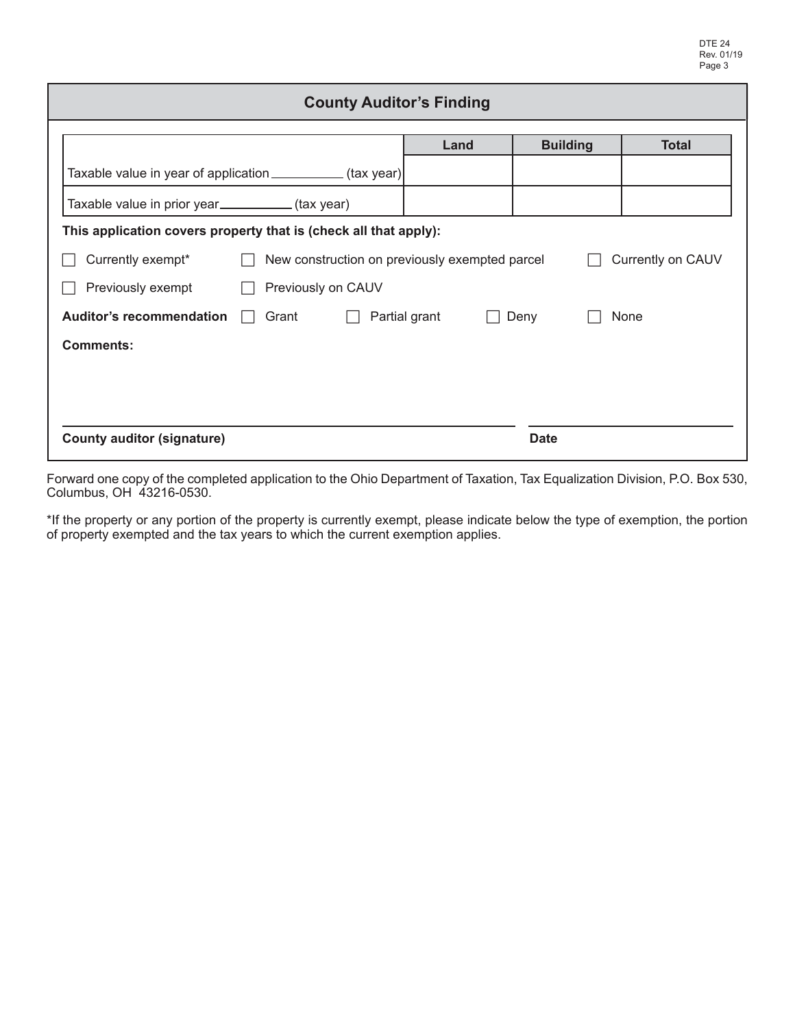## County Auditor's Finding

| | Land | Building | Total |
|---|---|---|---|
| Taxable value in year of application __________ (tax year) | | | |
| Taxable value in prior year__________ (tax year) | | | |

**This application covers property that is (check all that apply):**

☐ Currently exempt* ☐ New construction on previously exempted parcel ☐ Currently on CAUV

☐ Previously exempt ☐ Previously on CAUV

**Auditor's recommendation** ☐ Grant ☐ Partial grant ☐ Deny ☐ None

**Comments:**

______________________________ ______________

**County auditor (signature)** **Date**

Forward one copy of the completed application to the Ohio Department of Taxation, Tax Equalization Division, P.O. Box 530, Columbus, OH 43216-0530.

*If the property or any portion of the property is currently exempt, please indicate below the type of exemption, the portion of property exempted and the tax years to which the current exemption applies.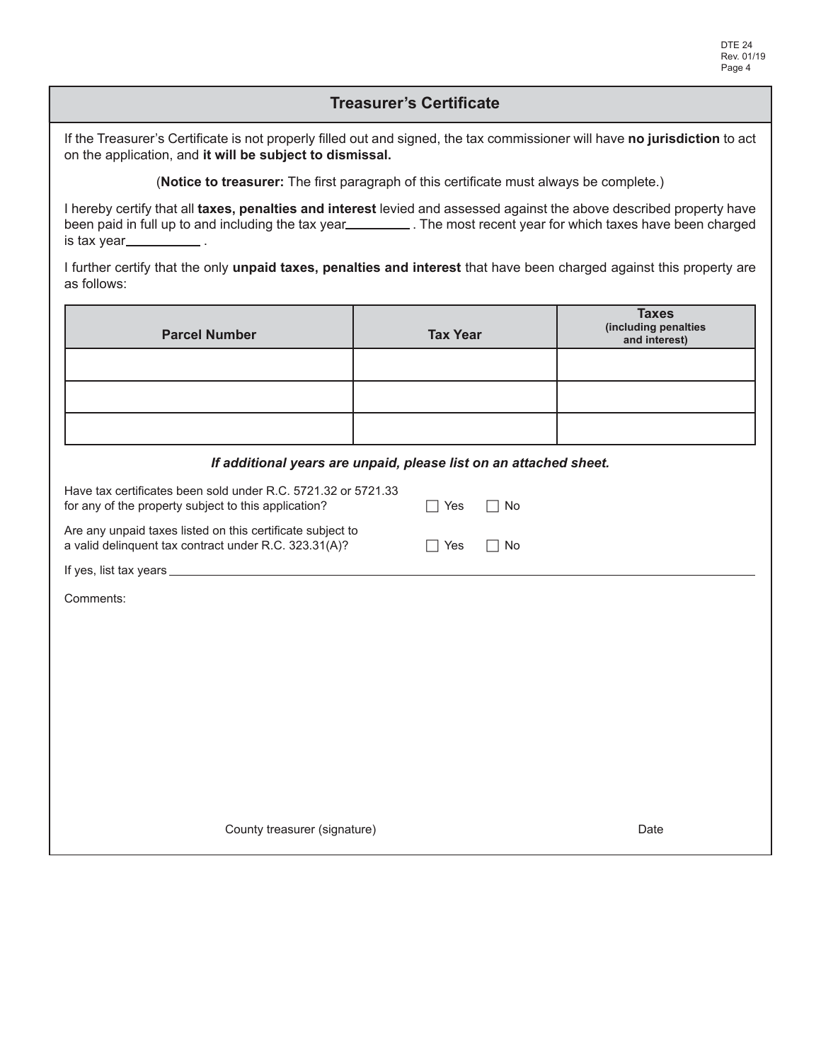## Treasurer's Certificate

If the Treasurer's Certificate is not properly filled out and signed, the tax commissioner will have **no jurisdiction** to act on the application, and **it will be subject to dismissal.**

(**Notice to treasurer:** The first paragraph of this certificate must always be complete.)

I hereby certify that all **taxes, penalties and interest** levied and assessed against the above described property have been paid in full up to and including the tax year__________ . The most recent year for which taxes have been charged is tax year___________ .

I further certify that the only **unpaid taxes, penalties and interest** that have been charged against this property are as follows:

| Parcel Number | Tax Year | Taxes (including penalties and interest) |
|---|---|---|
| | | |
| | | |
| | | |

***If additional years are unpaid, please list on an attached sheet.***

Have tax certificates been sold under R.C. 5721.32 or 5721.33 for any of the property subject to this application? ☐ Yes ☐ No

Are any unpaid taxes listed on this certificate subject to a valid delinquent tax contract under R.C. 323.31(A)? ☐ Yes ☐ No

If yes, list tax years ____________________________________________

Comments:

County treasurer (signature) Date